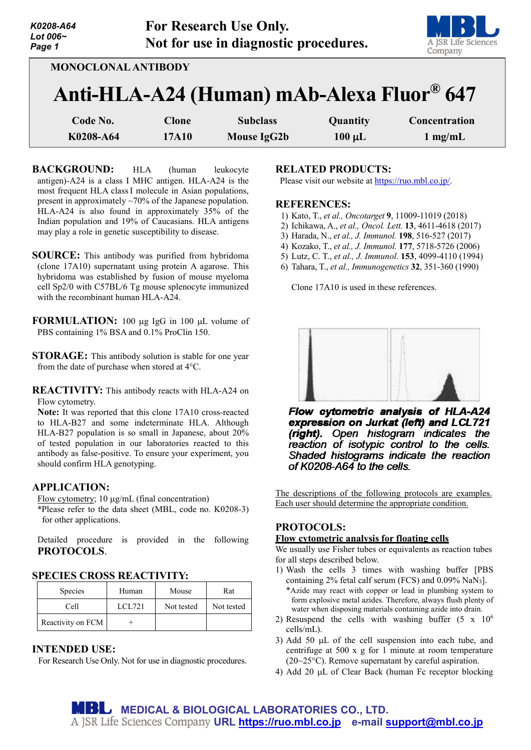For Research Use Only.
Not for use in diagnostic procedures.

MONOCLONAL ANTIBODY

# Anti-HLA-A24 (Human) mAb-Alexa Fluor® 647

| Code No. | Clone | Subclass | Quantity | Concentration |
|---|---|---|---|---|
| K0208-A64 | 17A10 | Mouse IgG2b | 100 µL | 1 mg/mL |

**BACKGROUND:** HLA (human leukocyte antigen)-A24 is a class I MHC antigen. HLA-A24 is the most frequent HLA class I molecule in Asian populations, present in approximately ~70% of the Japanese population. HLA-A24 is also found in approximately 35% of the Indian population and 19% of Caucasians. HLA antigens may play a role in genetic susceptibility to disease.

**SOURCE:** This antibody was purified from hybridoma (clone 17A10) supernatant using protein A agarose. This hybridoma was established by fusion of mouse myeloma cell Sp2/0 with C57BL/6 Tg mouse splenocyte immunized with the recombinant human HLA-A24.

**FORMULATION:** 100 µg IgG in 100 µL volume of PBS containing 1% BSA and 0.1% ProClin 150.

**STORAGE:** This antibody solution is stable for one year from the date of purchase when stored at 4°C.

**REACTIVITY:** This antibody reacts with HLA-A24 on Flow cytometry.

**Note:** It was reported that this clone 17A10 cross-reacted to HLA-B27 and some indeterminate HLA. Although HLA-B27 population is so small in Japanese, about 20% of tested population in our laboratories reacted to this antibody as false-positive. To ensure your experiment, you should confirm HLA genotyping.

**APPLICATION:**

Flow cytometry; 10 µg/mL (final concentration)

*Please refer to the data sheet (MBL, code no. K0208-3) for other applications.

Detailed procedure is provided in the following **PROTOCOLS**.

**SPECIES CROSS REACTIVITY:**

| Species | Human | Mouse | Rat |
|---|---|---|---|
| Cell | LCL721 | Not tested | Not tested |
| Reactivity on FCM | + | | |

**INTENDED USE:**

For Research Use Only. Not for use in diagnostic procedures.

**RELATED PRODUCTS:**

Please visit our website at https://ruo.mbl.co.jp/.

**REFERENCES:**

1) Kato, T., *et al., Oncotarget* **9**, 11009-11019 (2018)
2) Ichikawa, A., *et al. Oncol. Lett.* **13**, 4611-4618 (2017)
3) Harada, N., *et al., J. Immunol.* **198**, 516-527 (2017)
4) Kozako, T., *et al., J. Immunol.* **177**, 5718-5726 (2006)
5) Lutz, C. T., *et al., J. Immunol*. **153**, 4099-4110 (1994)
6) Tahara, T., *et al., Immunogenetics* **32**, 351-360 (1990)

Clone 17A10 is used in these references.

***Flow cytometric analysis of HLA-A24 expression on Jurkat (left) and LCL721 (right). Open histogram indicates the reaction of isotypic control to the cells. Shaded histograms indicate the reaction of K0208-A64 to the cells.***

The descriptions of the following protocols are examples. Each user should determine the appropriate condition.

**PROTOCOLS:**

**Flow cytometric analysis for floating cells**

We usually use Fisher tubes or equivalents as reaction tubes for all steps described below.

1) Wash the cells 3 times with washing buffer [PBS containing 2% fetal calf serum (FCS) and 0.09% $NaN_3$].
   *Azide may react with copper or lead in plumbing system to form explosive metal azides. Therefore, always flush plenty of water when disposing materials containing azide into drain.
2) Resuspend the cells with washing buffer (5 x $10^6$ cells/mL).
3) Add 50 µL of the cell suspension into each tube, and centrifuge at 500 x g for 1 minute at room temperature (20~25°C). Remove supernatant by careful aspiration.
4) Add 20 µL of Clear Back (human Fc receptor blocking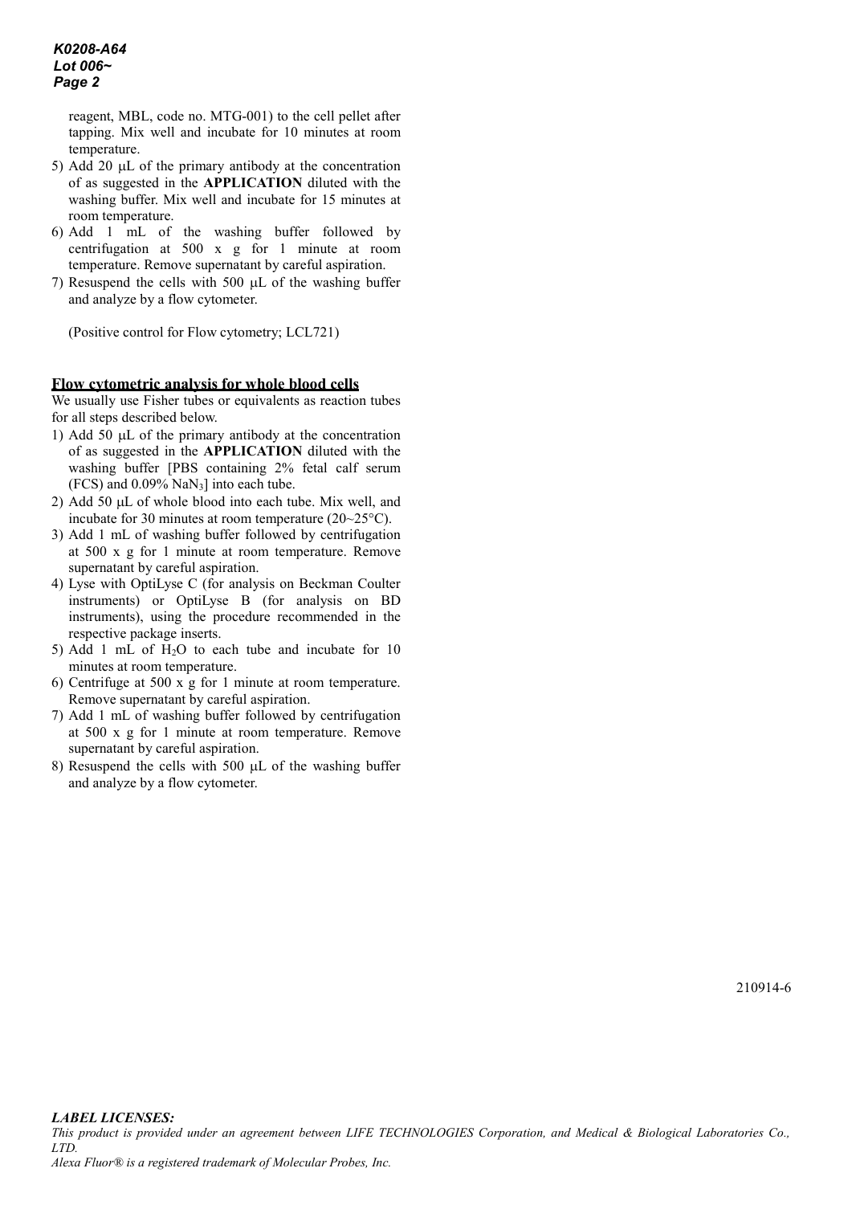reagent, MBL, code no. MTG-001) to the cell pellet after tapping. Mix well and incubate for 10 minutes at room temperature.

5) Add 20 μL of the primary antibody at the concentration of as suggested in the **APPLICATION** diluted with the washing buffer. Mix well and incubate for 15 minutes at room temperature.
6) Add 1 mL of the washing buffer followed by centrifugation at 500 x g for 1 minute at room temperature. Remove supernatant by careful aspiration.
7) Resuspend the cells with 500 μL of the washing buffer and analyze by a flow cytometer.

(Positive control for Flow cytometry; LCL721)

## Flow cytometric analysis for whole blood cells

We usually use Fisher tubes or equivalents as reaction tubes for all steps described below.

1) Add 50 μL of the primary antibody at the concentration of as suggested in the **APPLICATION** diluted with the washing buffer [PBS containing 2% fetal calf serum (FCS) and 0.09% $NaN_3$] into each tube.
2) Add 50 μL of whole blood into each tube. Mix well, and incubate for 30 minutes at room temperature (20~25°C).
3) Add 1 mL of washing buffer followed by centrifugation at 500 x g for 1 minute at room temperature. Remove supernatant by careful aspiration.
4) Lyse with OptiLyse C (for analysis on Beckman Coulter instruments) or OptiLyse B (for analysis on BD instruments), using the procedure recommended in the respective package inserts.
5) Add 1 mL of $H_2O$ to each tube and incubate for 10 minutes at room temperature.
6) Centrifuge at 500 x g for 1 minute at room temperature. Remove supernatant by careful aspiration.
7) Add 1 mL of washing buffer followed by centrifugation at 500 x g for 1 minute at room temperature. Remove supernatant by careful aspiration.
8) Resuspend the cells with 500 μL of the washing buffer and analyze by a flow cytometer.

210914-6

***LABEL LICENSES:***

*This product is provided under an agreement between LIFE TECHNOLOGIES Corporation, and Medical & Biological Laboratories Co., LTD.*

*Alexa Fluor® is a registered trademark of Molecular Probes, Inc.*